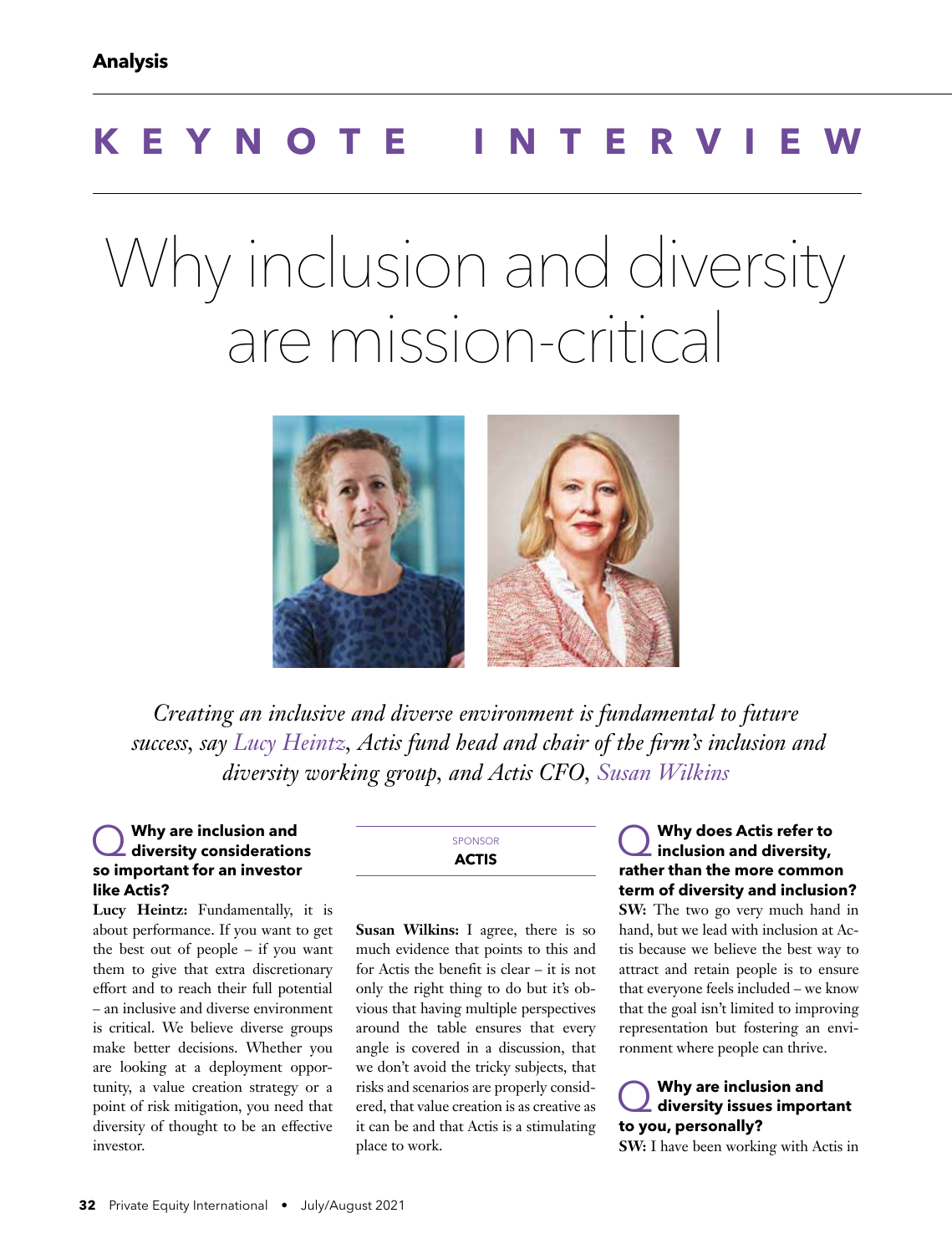Analysis

# KEYNOTE INTERVIEW

# Why inclusion and diversity are mission-critical

*Creating an inclusive and diverse environment is fundamental to future success, say Lucy Heintz, Actis fund head and chair of the firm's inclusion and diversity working group, and Actis CFO, Susan Wilkins*

SPONSOR
**ACTIS**

### Q Why are inclusion and diversity considerations so important for an investor like Actis?

**Lucy Heintz:** Fundamentally, it is about performance. If you want to get the best out of people – if you want them to give that extra discretionary effort and to reach their full potential – an inclusive and diverse environment is critical. We believe diverse groups make better decisions. Whether you are looking at a deployment opportunity, a value creation strategy or a point of risk mitigation, you need that diversity of thought to be an effective investor.

**Susan Wilkins:** I agree, there is so much evidence that points to this and for Actis the benefit is clear – it is not only the right thing to do but it's obvious that having multiple perspectives around the table ensures that every angle is covered in a discussion, that we don't avoid the tricky subjects, that risks and scenarios are properly considered, that value creation is as creative as it can be and that Actis is a stimulating place to work.

### Q Why does Actis refer to inclusion and diversity, rather than the more common term of diversity and inclusion?

**SW:** The two go very much hand in hand, but we lead with inclusion at Actis because we believe the best way to attract and retain people is to ensure that everyone feels included – we know that the goal isn't limited to improving representation but fostering an environment where people can thrive.

### Q Why are inclusion and diversity issues important to you, personally?

**SW:** I have been working with Actis in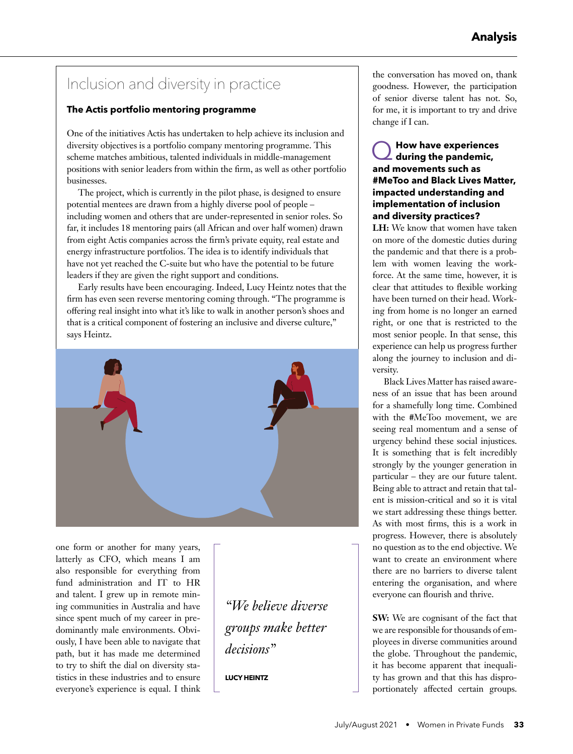## Inclusion and diversity in practice

### The Actis portfolio mentoring programme

One of the initiatives Actis has undertaken to help achieve its inclusion and diversity objectives is a portfolio company mentoring programme. This scheme matches ambitious, talented individuals in middle-management positions with senior leaders from within the firm, as well as other portfolio businesses.

The project, which is currently in the pilot phase, is designed to ensure potential mentees are drawn from a highly diverse pool of people – including women and others that are under-represented in senior roles. So far, it includes 18 mentoring pairs (all African and over half women) drawn from eight Actis companies across the firm's private equity, real estate and energy infrastructure portfolios. The idea is to identify individuals that have not yet reached the C-suite but who have the potential to be future leaders if they are given the right support and conditions.

Early results have been encouraging. Indeed, Lucy Heintz notes that the firm has even seen reverse mentoring coming through. "The programme is offering real insight into what it's like to walk in another person's shoes and that is a critical component of fostering an inclusive and diverse culture," says Heintz.

one form or another for many years, latterly as CFO, which means I am also responsible for everything from fund administration and IT to HR and talent. I grew up in remote mining communities in Australia and have since spent much of my career in predominantly male environments. Obviously, I have been able to navigate that path, but it has made me determined to try to shift the dial on diversity statistics in these industries and to ensure everyone's experience is equal. I think the conversation has moved on, thank goodness. However, the participation of senior diverse talent has not. So, for me, it is important to try and drive change if I can.

> *"We believe diverse groups make better decisions"*
>
> **LUCY HEINTZ**

**Q How have experiences during the pandemic, and movements such as #MeToo and Black Lives Matter, impacted understanding and implementation of inclusion and diversity practices?**

**LH:** We know that women have taken on more of the domestic duties during the pandemic and that there is a problem with women leaving the workforce. At the same time, however, it is clear that attitudes to flexible working have been turned on their head. Working from home is no longer an earned right, or one that is restricted to the most senior people. In that sense, this experience can help us progress further along the journey to inclusion and diversity.

Black Lives Matter has raised awareness of an issue that has been around for a shamefully long time. Combined with the #MeToo movement, we are seeing real momentum and a sense of urgency behind these social injustices. It is something that is felt incredibly strongly by the younger generation in particular – they are our future talent. Being able to attract and retain that talent is mission-critical and so it is vital we start addressing these things better. As with most firms, this is a work in progress. However, there is absolutely no question as to the end objective. We want to create an environment where there are no barriers to diverse talent entering the organisation, and where everyone can flourish and thrive.

**SW:** We are cognisant of the fact that we are responsible for thousands of employees in diverse communities around the globe. Throughout the pandemic, it has become apparent that inequality has grown and that this has disproportionately affected certain groups.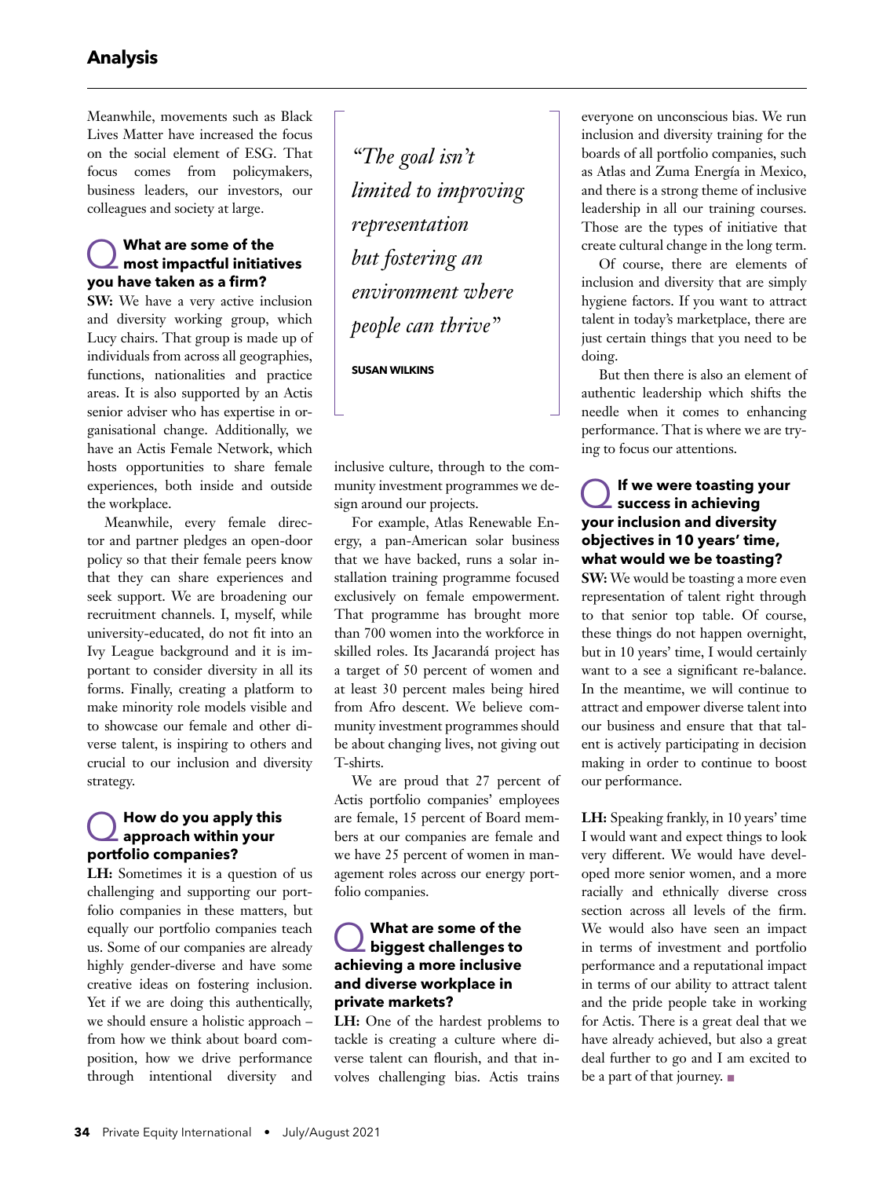Meanwhile, movements such as Black Lives Matter have increased the focus on the social element of ESG. That focus comes from policymakers, business leaders, our investors, our colleagues and society at large.

### Q What are some of the most impactful initiatives you have taken as a firm?

**SW:** We have a very active inclusion and diversity working group, which Lucy chairs. That group is made up of individuals from across all geographies, functions, nationalities and practice areas. It is also supported by an Actis senior adviser who has expertise in organisational change. Additionally, we have an Actis Female Network, which hosts opportunities to share female experiences, both inside and outside the workplace.

Meanwhile, every female director and partner pledges an open-door policy so that their female peers know that they can share experiences and seek support. We are broadening our recruitment channels. I, myself, while university-educated, do not fit into an Ivy League background and it is important to consider diversity in all its forms. Finally, creating a platform to make minority role models visible and to showcase our female and other diverse talent, is inspiring to others and crucial to our inclusion and diversity strategy.

### Q How do you apply this approach within your portfolio companies?

**LH:** Sometimes it is a question of us challenging and supporting our portfolio companies in these matters, but equally our portfolio companies teach us. Some of our companies are already highly gender-diverse and have some creative ideas on fostering inclusion. Yet if we are doing this authentically, we should ensure a holistic approach – from how we think about board composition, how we drive performance through intentional diversity and inclusive culture, through to the community investment programmes we design around our projects.

> *"The goal isn't limited to improving representation but fostering an environment where people can thrive"*
>
> **SUSAN WILKINS**

For example, Atlas Renewable Energy, a pan-American solar business that we have backed, runs a solar installation training programme focused exclusively on female empowerment. That programme has brought more than 700 women into the workforce in skilled roles. Its Jacarandá project has a target of 50 percent of women and at least 30 percent males being hired from Afro descent. We believe community investment programmes should be about changing lives, not giving out T-shirts.

We are proud that 27 percent of Actis portfolio companies' employees are female, 15 percent of Board members at our companies are female and we have 25 percent of women in management roles across our energy portfolio companies.

### Q What are some of the biggest challenges to achieving a more inclusive and diverse workplace in private markets?

**LH:** One of the hardest problems to tackle is creating a culture where diverse talent can flourish, and that involves challenging bias. Actis trains everyone on unconscious bias. We run inclusion and diversity training for the boards of all portfolio companies, such as Atlas and Zuma Energía in Mexico, and there is a strong theme of inclusive leadership in all our training courses. Those are the types of initiative that create cultural change in the long term.

Of course, there are elements of inclusion and diversity that are simply hygiene factors. If you want to attract talent in today's marketplace, there are just certain things that you need to be doing.

But then there is also an element of authentic leadership which shifts the needle when it comes to enhancing performance. That is where we are trying to focus our attentions.

### Q If we were toasting your success in achieving your inclusion and diversity objectives in 10 years' time, what would we be toasting?

**SW:** We would be toasting a more even representation of talent right through to that senior top table. Of course, these things do not happen overnight, but in 10 years' time, I would certainly want to a see a significant re-balance. In the meantime, we will continue to attract and empower diverse talent into our business and ensure that that talent is actively participating in decision making in order to continue to boost our performance.

**LH:** Speaking frankly, in 10 years' time I would want and expect things to look very different. We would have developed more senior women, and a more racially and ethnically diverse cross section across all levels of the firm. We would also have seen an impact in terms of investment and portfolio performance and a reputational impact in terms of our ability to attract talent and the pride people take in working for Actis. There is a great deal that we have already achieved, but also a great deal further to go and I am excited to be a part of that journey. ■